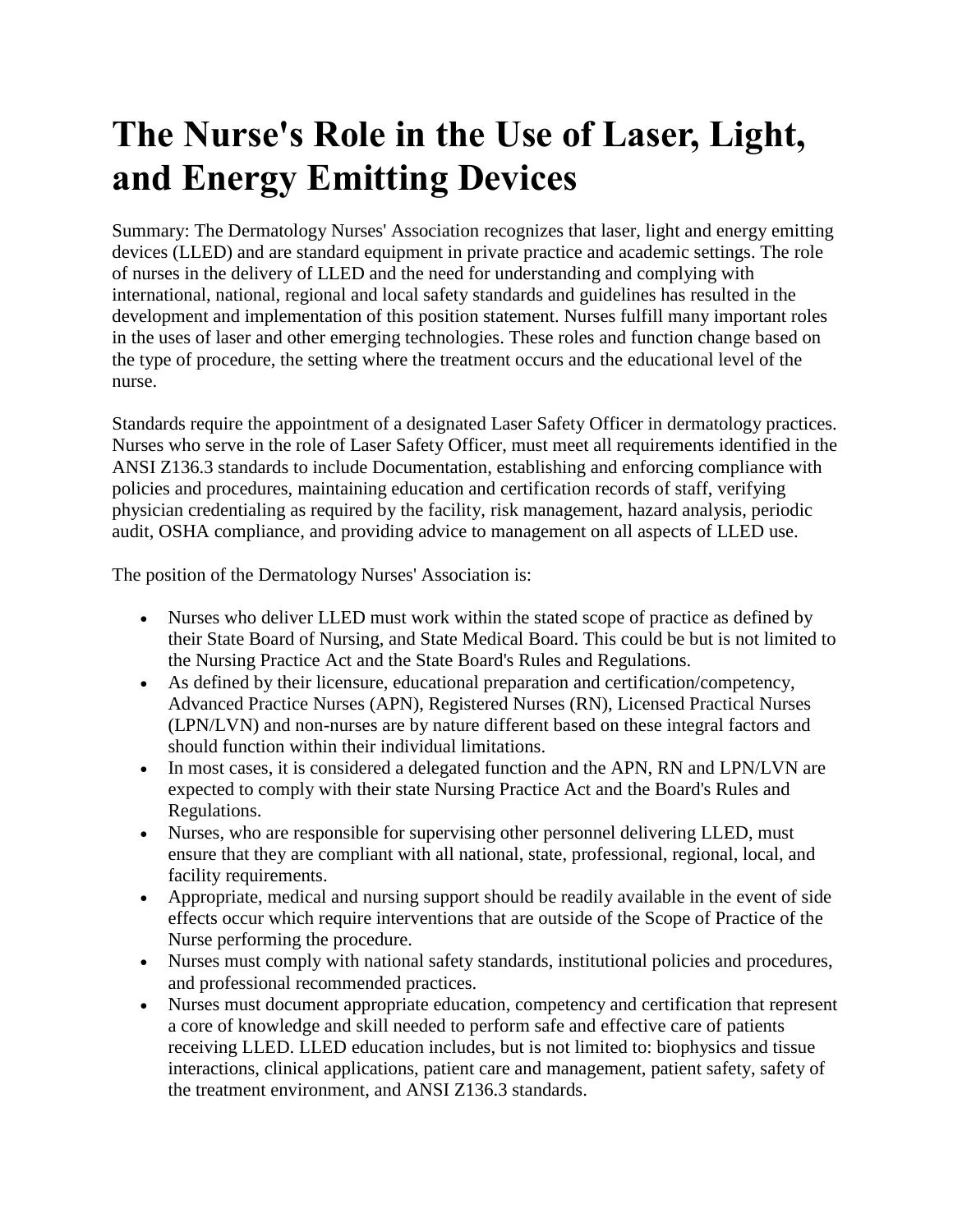# The Nurse's Role in the Use of Laser, Light, and Energy Emitting Devices

Summary: The Dermatology Nurses' Association recognizes that laser, light and energy emitting devices (LLED) and are standard equipment in private practice and academic settings. The role of nurses in the delivery of LLED and the need for understanding and complying with international, national, regional and local safety standards and guidelines has resulted in the development and implementation of this position statement. Nurses fulfill many important roles in the uses of laser and other emerging technologies. These roles and function change based on the type of procedure, the setting where the treatment occurs and the educational level of the nurse.

Standards require the appointment of a designated Laser Safety Officer in dermatology practices. Nurses who serve in the role of Laser Safety Officer, must meet all requirements identified in the ANSI Z136.3 standards to include Documentation, establishing and enforcing compliance with policies and procedures, maintaining education and certification records of staff, verifying physician credentialing as required by the facility, risk management, hazard analysis, periodic audit, OSHA compliance, and providing advice to management on all aspects of LLED use.

The position of the Dermatology Nurses' Association is:

- Nurses who deliver LLED must work within the stated scope of practice as defined by their State Board of Nursing, and State Medical Board. This could be but is not limited to the Nursing Practice Act and the State Board's Rules and Regulations.
- As defined by their licensure, educational preparation and certification/competency, Advanced Practice Nurses (APN), Registered Nurses (RN), Licensed Practical Nurses (LPN/LVN) and non-nurses are by nature different based on these integral factors and should function within their individual limitations.
- In most cases, it is considered a delegated function and the APN, RN and LPN/LVN are expected to comply with their state Nursing Practice Act and the Board's Rules and Regulations.
- Nurses, who are responsible for supervising other personnel delivering LLED, must ensure that they are compliant with all national, state, professional, regional, local, and facility requirements.
- Appropriate, medical and nursing support should be readily available in the event of side effects occur which require interventions that are outside of the Scope of Practice of the Nurse performing the procedure.
- Nurses must comply with national safety standards, institutional policies and procedures, and professional recommended practices.
- Nurses must document appropriate education, competency and certification that represent a core of knowledge and skill needed to perform safe and effective care of patients receiving LLED. LLED education includes, but is not limited to: biophysics and tissue interactions, clinical applications, patient care and management, patient safety, safety of the treatment environment, and ANSI Z136.3 standards.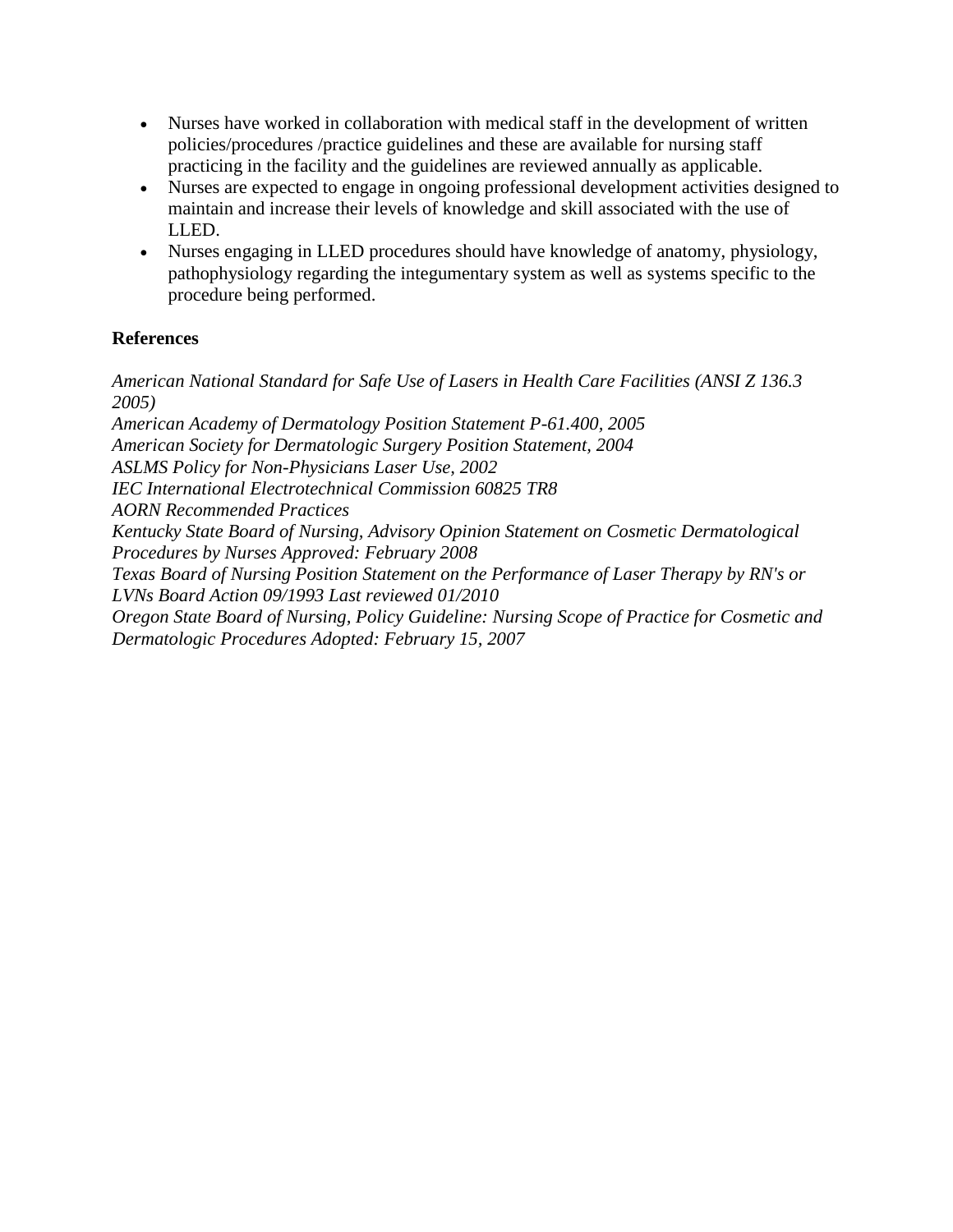- Nurses have worked in collaboration with medical staff in the development of written policies/procedures /practice guidelines and these are available for nursing staff practicing in the facility and the guidelines are reviewed annually as applicable.
- Nurses are expected to engage in ongoing professional development activities designed to maintain and increase their levels of knowledge and skill associated with the use of LLED.
- Nurses engaging in LLED procedures should have knowledge of anatomy, physiology, pathophysiology regarding the integumentary system as well as systems specific to the procedure being performed.

**References**

*American National Standard for Safe Use of Lasers in Health Care Facilities (ANSI Z 136.3 2005)*
*American Academy of Dermatology Position Statement P-61.400, 2005*
*American Society for Dermatologic Surgery Position Statement, 2004*
*ASLMS Policy for Non-Physicians Laser Use, 2002*
*IEC International Electrotechnical Commission 60825 TR8*
*AORN Recommended Practices*
*Kentucky State Board of Nursing, Advisory Opinion Statement on Cosmetic Dermatological Procedures by Nurses Approved: February 2008*
*Texas Board of Nursing Position Statement on the Performance of Laser Therapy by RN's or LVNs Board Action 09/1993 Last reviewed 01/2010*
*Oregon State Board of Nursing, Policy Guideline: Nursing Scope of Practice for Cosmetic and Dermatologic Procedures Adopted: February 15, 2007*